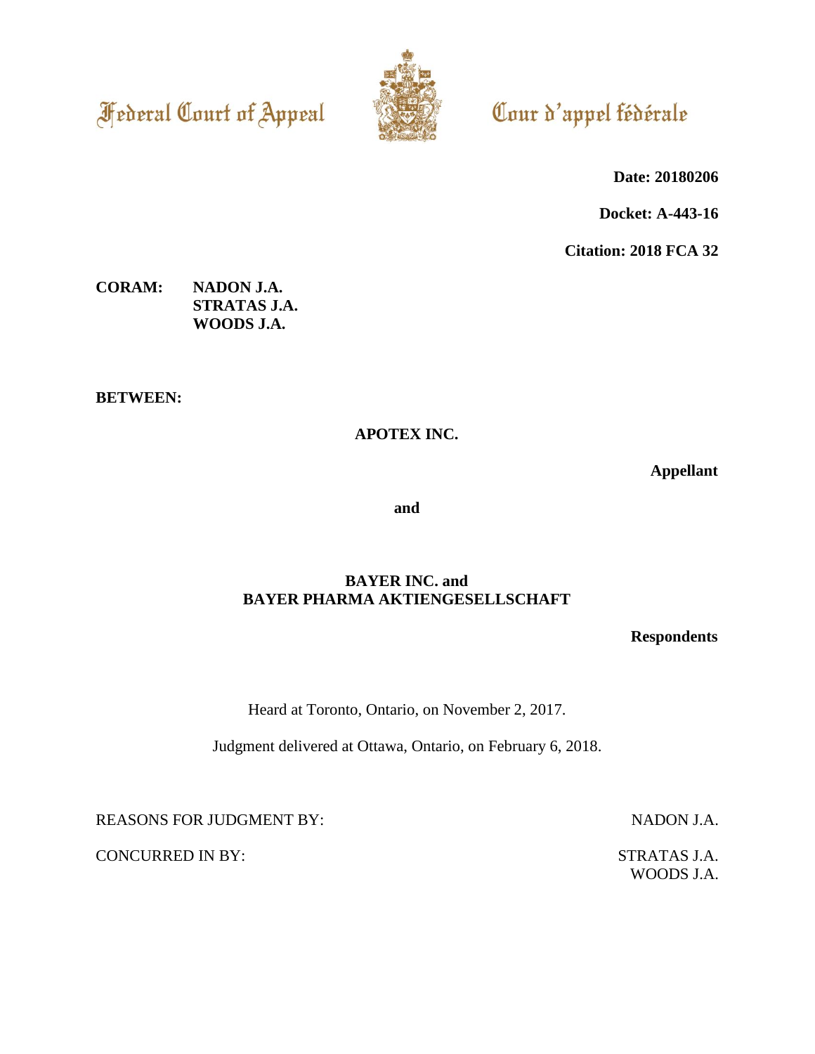Federal Court of Appeal

Cour d'appel fédérale

**Date: 20180206**

**Docket: A-443-16**

**Citation: 2018 FCA 32**

**CORAM:** **NADON J.A.**
**STRATAS J.A.**
**WOODS J.A.**

**BETWEEN:**

**APOTEX INC.**

**Appellant**

**and**

**BAYER INC. and**
**BAYER PHARMA AKTIENGESELLSCHAFT**

**Respondents**

Heard at Toronto, Ontario, on November 2, 2017.

Judgment delivered at Ottawa, Ontario, on February 6, 2018.

REASONS FOR JUDGMENT BY: NADON J.A.

CONCURRED IN BY: STRATAS J.A.
WOODS J.A.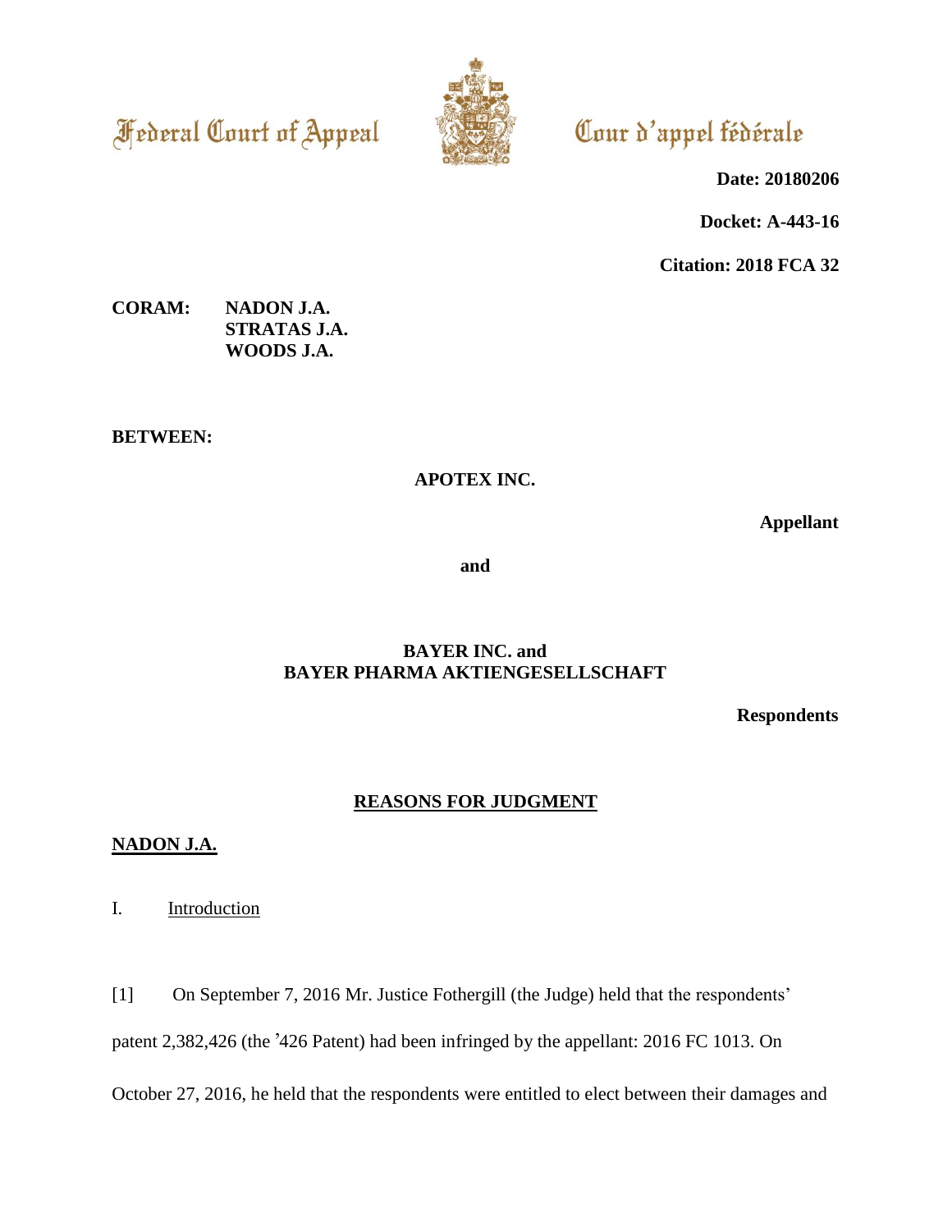Federal Court of Appeal

Cour d'appel fédérale

**Date: 20180206**

**Docket: A-443-16**

**Citation: 2018 FCA 32**

**CORAM: NADON J.A.**
**STRATAS J.A.**
**WOODS J.A.**

**BETWEEN:**

**APOTEX INC.**

**Appellant**

**and**

**BAYER INC. and**
**BAYER PHARMA AKTIENGESELLSCHAFT**

**Respondents**

## REASONS FOR JUDGMENT

**NADON J.A.**

I. Introduction

[1] On September 7, 2016 Mr. Justice Fothergill (the Judge) held that the respondents' patent 2,382,426 (the '426 Patent) had been infringed by the appellant: 2016 FC 1013. On October 27, 2016, he held that the respondents were entitled to elect between their damages and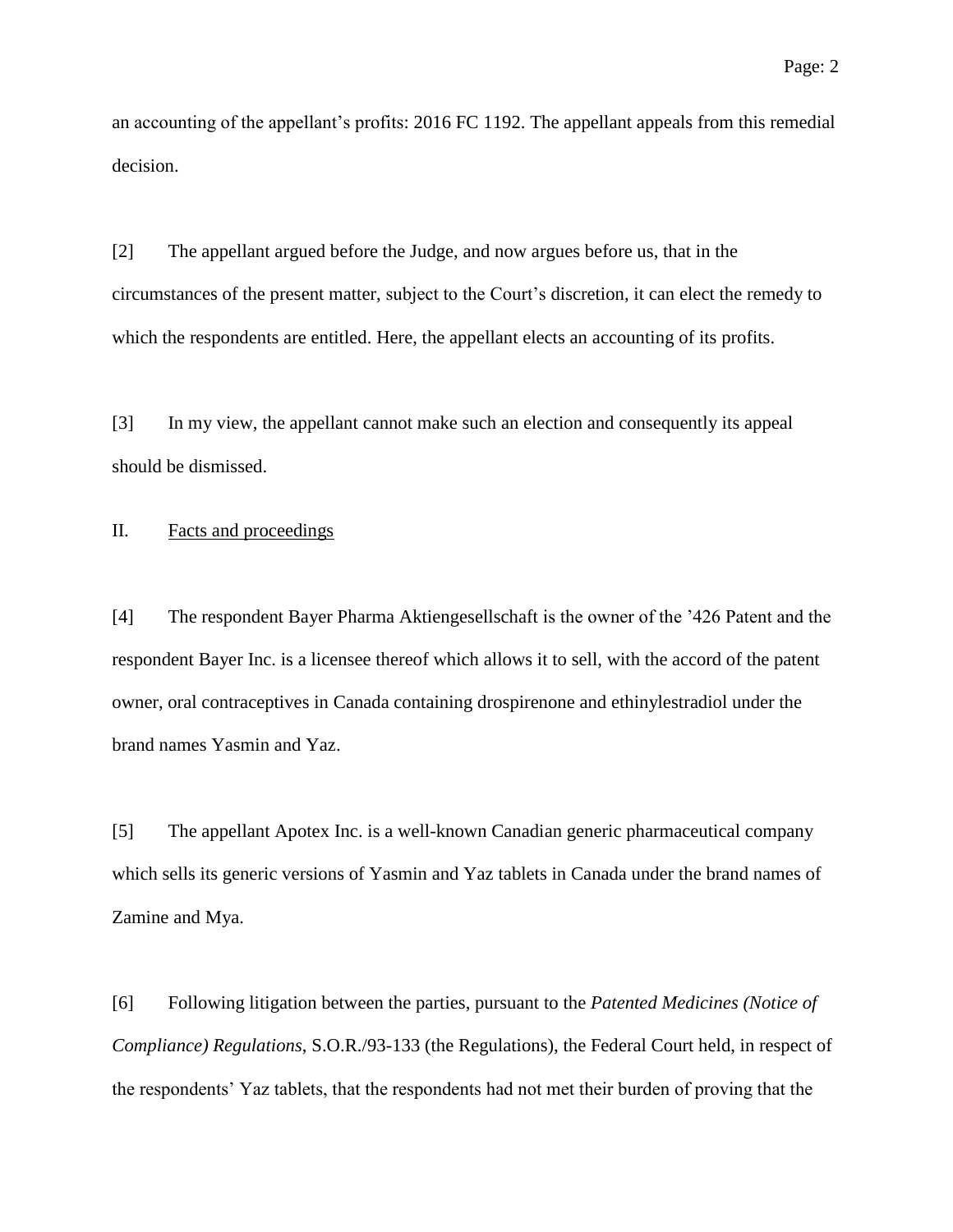an accounting of the appellant's profits: 2016 FC 1192. The appellant appeals from this remedial decision.

[2] The appellant argued before the Judge, and now argues before us, that in the circumstances of the present matter, subject to the Court's discretion, it can elect the remedy to which the respondents are entitled. Here, the appellant elects an accounting of its profits.

[3] In my view, the appellant cannot make such an election and consequently its appeal should be dismissed.

## II. Facts and proceedings

[4] The respondent Bayer Pharma Aktiengesellschaft is the owner of the '426 Patent and the respondent Bayer Inc. is a licensee thereof which allows it to sell, with the accord of the patent owner, oral contraceptives in Canada containing drospirenone and ethinylestradiol under the brand names Yasmin and Yaz.

[5] The appellant Apotex Inc. is a well-known Canadian generic pharmaceutical company which sells its generic versions of Yasmin and Yaz tablets in Canada under the brand names of Zamine and Mya.

[6] Following litigation between the parties, pursuant to the *Patented Medicines (Notice of Compliance) Regulations*, S.O.R./93-133 (the Regulations), the Federal Court held, in respect of the respondents' Yaz tablets, that the respondents had not met their burden of proving that the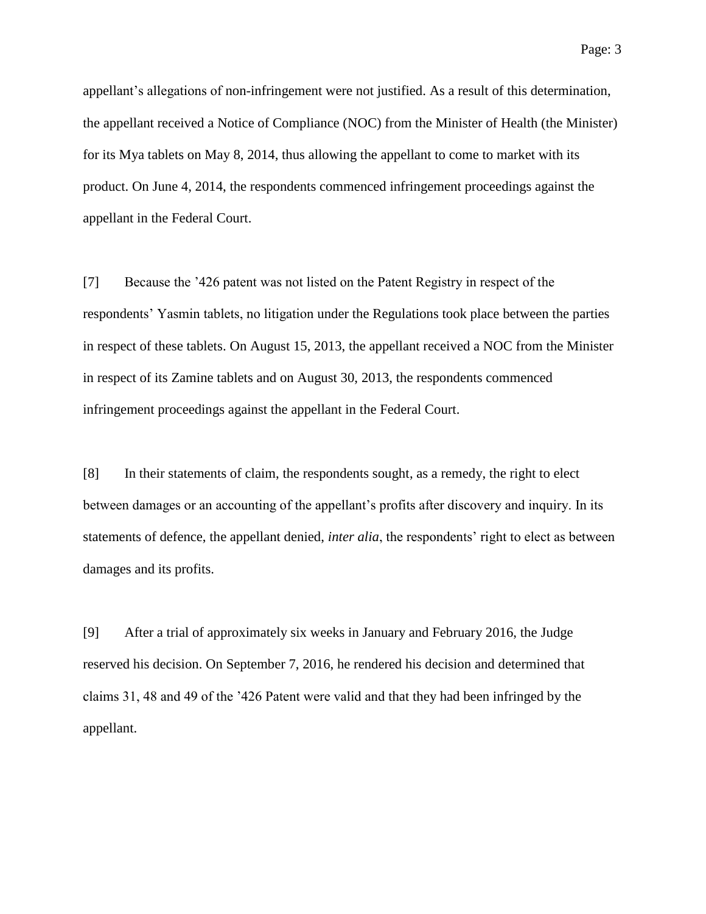appellant's allegations of non-infringement were not justified. As a result of this determination, the appellant received a Notice of Compliance (NOC) from the Minister of Health (the Minister) for its Mya tablets on May 8, 2014, thus allowing the appellant to come to market with its product. On June 4, 2014, the respondents commenced infringement proceedings against the appellant in the Federal Court.

[7] Because the '426 patent was not listed on the Patent Registry in respect of the respondents' Yasmin tablets, no litigation under the Regulations took place between the parties in respect of these tablets. On August 15, 2013, the appellant received a NOC from the Minister in respect of its Zamine tablets and on August 30, 2013, the respondents commenced infringement proceedings against the appellant in the Federal Court.

[8] In their statements of claim, the respondents sought, as a remedy, the right to elect between damages or an accounting of the appellant's profits after discovery and inquiry. In its statements of defence, the appellant denied, *inter alia*, the respondents' right to elect as between damages and its profits.

[9] After a trial of approximately six weeks in January and February 2016, the Judge reserved his decision. On September 7, 2016, he rendered his decision and determined that claims 31, 48 and 49 of the '426 Patent were valid and that they had been infringed by the appellant.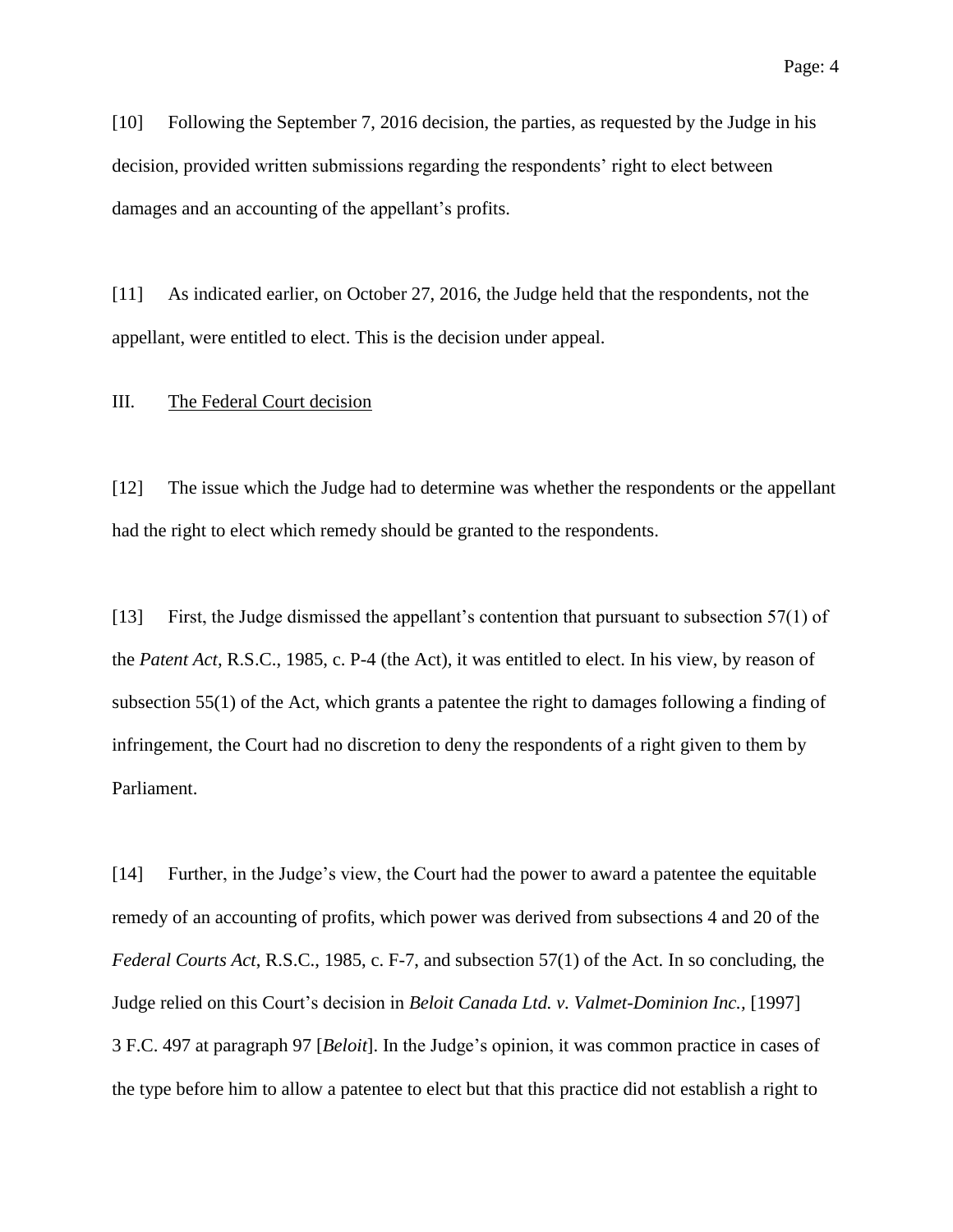[10] Following the September 7, 2016 decision, the parties, as requested by the Judge in his decision, provided written submissions regarding the respondents' right to elect between damages and an accounting of the appellant's profits.

[11] As indicated earlier, on October 27, 2016, the Judge held that the respondents, not the appellant, were entitled to elect. This is the decision under appeal.

III. The Federal Court decision

[12] The issue which the Judge had to determine was whether the respondents or the appellant had the right to elect which remedy should be granted to the respondents.

[13] First, the Judge dismissed the appellant's contention that pursuant to subsection 57(1) of the *Patent Act*, R.S.C., 1985, c. P-4 (the Act), it was entitled to elect. In his view, by reason of subsection 55(1) of the Act, which grants a patentee the right to damages following a finding of infringement, the Court had no discretion to deny the respondents of a right given to them by Parliament.

[14] Further, in the Judge's view, the Court had the power to award a patentee the equitable remedy of an accounting of profits, which power was derived from subsections 4 and 20 of the *Federal Courts Act*, R.S.C., 1985, c. F-7, and subsection 57(1) of the Act. In so concluding, the Judge relied on this Court's decision in *Beloit Canada Ltd. v. Valmet-Dominion Inc.*, [1997] 3 F.C. 497 at paragraph 97 [*Beloit*]. In the Judge's opinion, it was common practice in cases of the type before him to allow a patentee to elect but that this practice did not establish a right to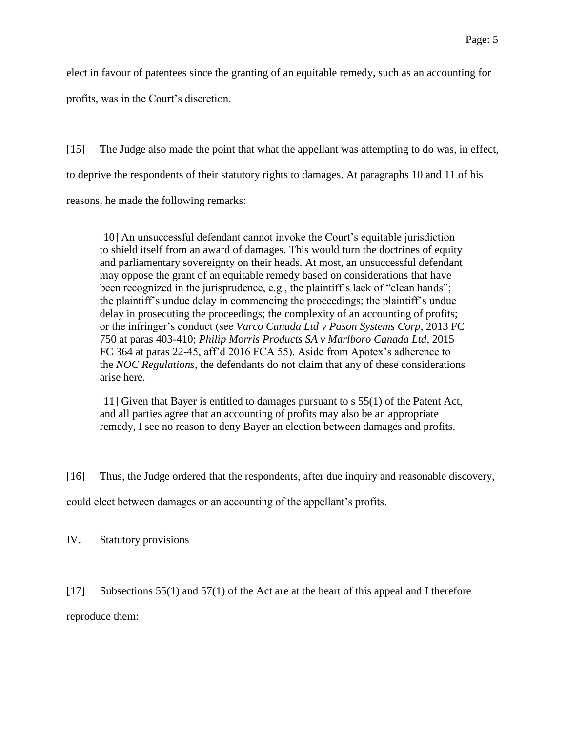elect in favour of patentees since the granting of an equitable remedy, such as an accounting for profits, was in the Court's discretion.

[15] The Judge also made the point that what the appellant was attempting to do was, in effect, to deprive the respondents of their statutory rights to damages. At paragraphs 10 and 11 of his reasons, he made the following remarks:

> [10] An unsuccessful defendant cannot invoke the Court's equitable jurisdiction to shield itself from an award of damages. This would turn the doctrines of equity and parliamentary sovereignty on their heads. At most, an unsuccessful defendant may oppose the grant of an equitable remedy based on considerations that have been recognized in the jurisprudence, e.g., the plaintiff's lack of "clean hands"; the plaintiff's undue delay in commencing the proceedings; the plaintiff's undue delay in prosecuting the proceedings; the complexity of an accounting of profits; or the infringer's conduct (see *Varco Canada Ltd v Pason Systems Corp*, 2013 FC 750 at paras 403-410; *Philip Morris Products SA v Marlboro Canada Ltd*, 2015 FC 364 at paras 22-45, aff'd 2016 FCA 55). Aside from Apotex's adherence to the *NOC Regulations*, the defendants do not claim that any of these considerations arise here.
>
> [11] Given that Bayer is entitled to damages pursuant to s 55(1) of the Patent Act, and all parties agree that an accounting of profits may also be an appropriate remedy, I see no reason to deny Bayer an election between damages and profits.

[16] Thus, the Judge ordered that the respondents, after due inquiry and reasonable discovery, could elect between damages or an accounting of the appellant's profits.

## IV. Statutory provisions

[17] Subsections 55(1) and 57(1) of the Act are at the heart of this appeal and I therefore reproduce them: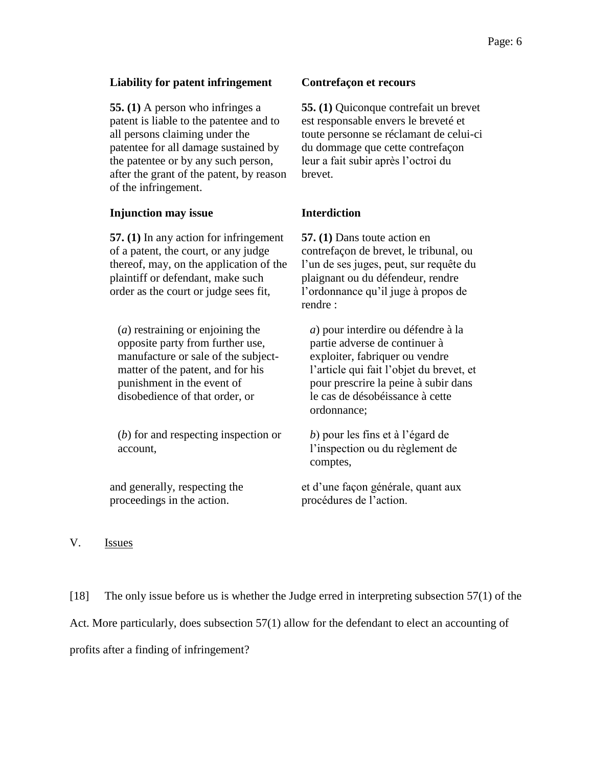**Liability for patent infringement**

**55. (1)** A person who infringes a patent is liable to the patentee and to all persons claiming under the patentee for all damage sustained by the patentee or by any such person, after the grant of the patent, by reason of the infringement.

**Contrefaçon et recours**

**55. (1)** Quiconque contrefait un brevet est responsable envers le breveté et toute personne se réclamant de celui-ci du dommage que cette contrefaçon leur a fait subir après l'octroi du brevet.

**Injunction may issue**

**57. (1)** In any action for infringement of a patent, the court, or any judge thereof, may, on the application of the plaintiff or defendant, make such order as the court or judge sees fit,

(*a*) restraining or enjoining the opposite party from further use, manufacture or sale of the subject-matter of the patent, and for his punishment in the event of disobedience of that order, or

(*b*) for and respecting inspection or account,

and generally, respecting the proceedings in the action.

**Interdiction**

**57. (1)** Dans toute action en contrefaçon de brevet, le tribunal, ou l'un de ses juges, peut, sur requête du plaignant ou du défendeur, rendre l'ordonnance qu'il juge à propos de rendre :

*a*) pour interdire ou défendre à la partie adverse de continuer à exploiter, fabriquer ou vendre l'article qui fait l'objet du brevet, et pour prescrire la peine à subir dans le cas de désobéissance à cette ordonnance;

*b*) pour les fins et à l'égard de l'inspection ou du règlement de comptes,

et d'une façon générale, quant aux procédures de l'action.

## V. Issues

[18] The only issue before us is whether the Judge erred in interpreting subsection 57(1) of the Act. More particularly, does subsection 57(1) allow for the defendant to elect an accounting of profits after a finding of infringement?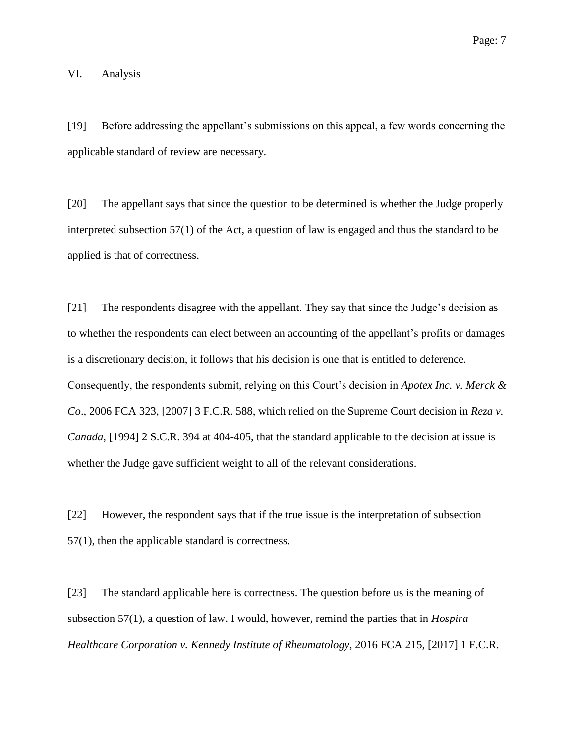## VI. Analysis

[19] Before addressing the appellant's submissions on this appeal, a few words concerning the applicable standard of review are necessary.

[20] The appellant says that since the question to be determined is whether the Judge properly interpreted subsection 57(1) of the Act, a question of law is engaged and thus the standard to be applied is that of correctness.

[21] The respondents disagree with the appellant. They say that since the Judge's decision as to whether the respondents can elect between an accounting of the appellant's profits or damages is a discretionary decision, it follows that his decision is one that is entitled to deference. Consequently, the respondents submit, relying on this Court's decision in *Apotex Inc. v. Merck & Co*., 2006 FCA 323, [2007] 3 F.C.R. 588, which relied on the Supreme Court decision in *Reza v. Canada*, [1994] 2 S.C.R. 394 at 404-405, that the standard applicable to the decision at issue is whether the Judge gave sufficient weight to all of the relevant considerations.

[22] However, the respondent says that if the true issue is the interpretation of subsection 57(1), then the applicable standard is correctness.

[23] The standard applicable here is correctness. The question before us is the meaning of subsection 57(1), a question of law. I would, however, remind the parties that in *Hospira Healthcare Corporation v. Kennedy Institute of Rheumatology*, 2016 FCA 215, [2017] 1 F.C.R.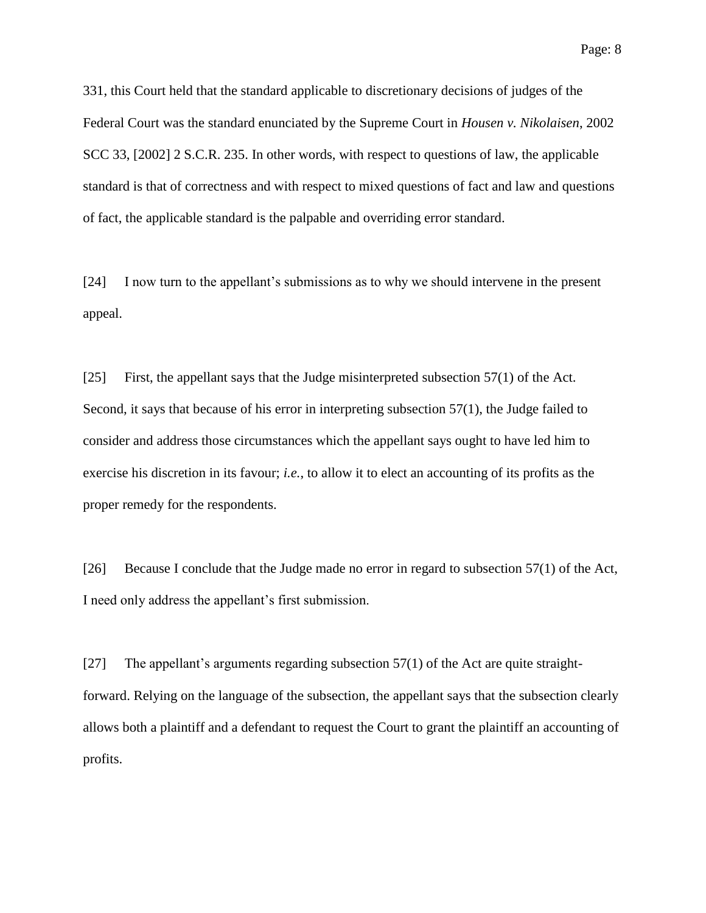331, this Court held that the standard applicable to discretionary decisions of judges of the Federal Court was the standard enunciated by the Supreme Court in *Housen v. Nikolaisen*, 2002 SCC 33, [2002] 2 S.C.R. 235. In other words, with respect to questions of law, the applicable standard is that of correctness and with respect to mixed questions of fact and law and questions of fact, the applicable standard is the palpable and overriding error standard.

[24] I now turn to the appellant's submissions as to why we should intervene in the present appeal.

[25] First, the appellant says that the Judge misinterpreted subsection 57(1) of the Act. Second, it says that because of his error in interpreting subsection 57(1), the Judge failed to consider and address those circumstances which the appellant says ought to have led him to exercise his discretion in its favour; *i.e.*, to allow it to elect an accounting of its profits as the proper remedy for the respondents.

[26] Because I conclude that the Judge made no error in regard to subsection 57(1) of the Act, I need only address the appellant's first submission.

[27] The appellant's arguments regarding subsection 57(1) of the Act are quite straight-forward. Relying on the language of the subsection, the appellant says that the subsection clearly allows both a plaintiff and a defendant to request the Court to grant the plaintiff an accounting of profits.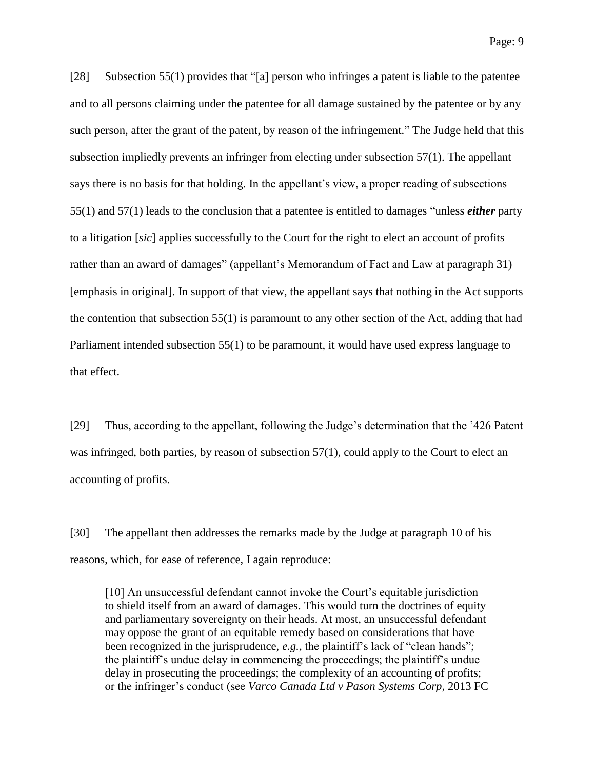[28] Subsection 55(1) provides that "[a] person who infringes a patent is liable to the patentee and to all persons claiming under the patentee for all damage sustained by the patentee or by any such person, after the grant of the patent, by reason of the infringement." The Judge held that this subsection impliedly prevents an infringer from electing under subsection 57(1). The appellant says there is no basis for that holding. In the appellant's view, a proper reading of subsections 55(1) and 57(1) leads to the conclusion that a patentee is entitled to damages "unless ***either*** party to a litigation [*sic*] applies successfully to the Court for the right to elect an account of profits rather than an award of damages" (appellant's Memorandum of Fact and Law at paragraph 31) [emphasis in original]. In support of that view, the appellant says that nothing in the Act supports the contention that subsection 55(1) is paramount to any other section of the Act, adding that had Parliament intended subsection 55(1) to be paramount, it would have used express language to that effect.

[29] Thus, according to the appellant, following the Judge's determination that the '426 Patent was infringed, both parties, by reason of subsection 57(1), could apply to the Court to elect an accounting of profits.

[30] The appellant then addresses the remarks made by the Judge at paragraph 10 of his reasons, which, for ease of reference, I again reproduce:

> [10] An unsuccessful defendant cannot invoke the Court's equitable jurisdiction to shield itself from an award of damages. This would turn the doctrines of equity and parliamentary sovereignty on their heads. At most, an unsuccessful defendant may oppose the grant of an equitable remedy based on considerations that have been recognized in the jurisprudence, *e.g.*, the plaintiff's lack of "clean hands"; the plaintiff's undue delay in commencing the proceedings; the plaintiff's undue delay in prosecuting the proceedings; the complexity of an accounting of profits; or the infringer's conduct (see *Varco Canada Ltd v Pason Systems Corp*, 2013 FC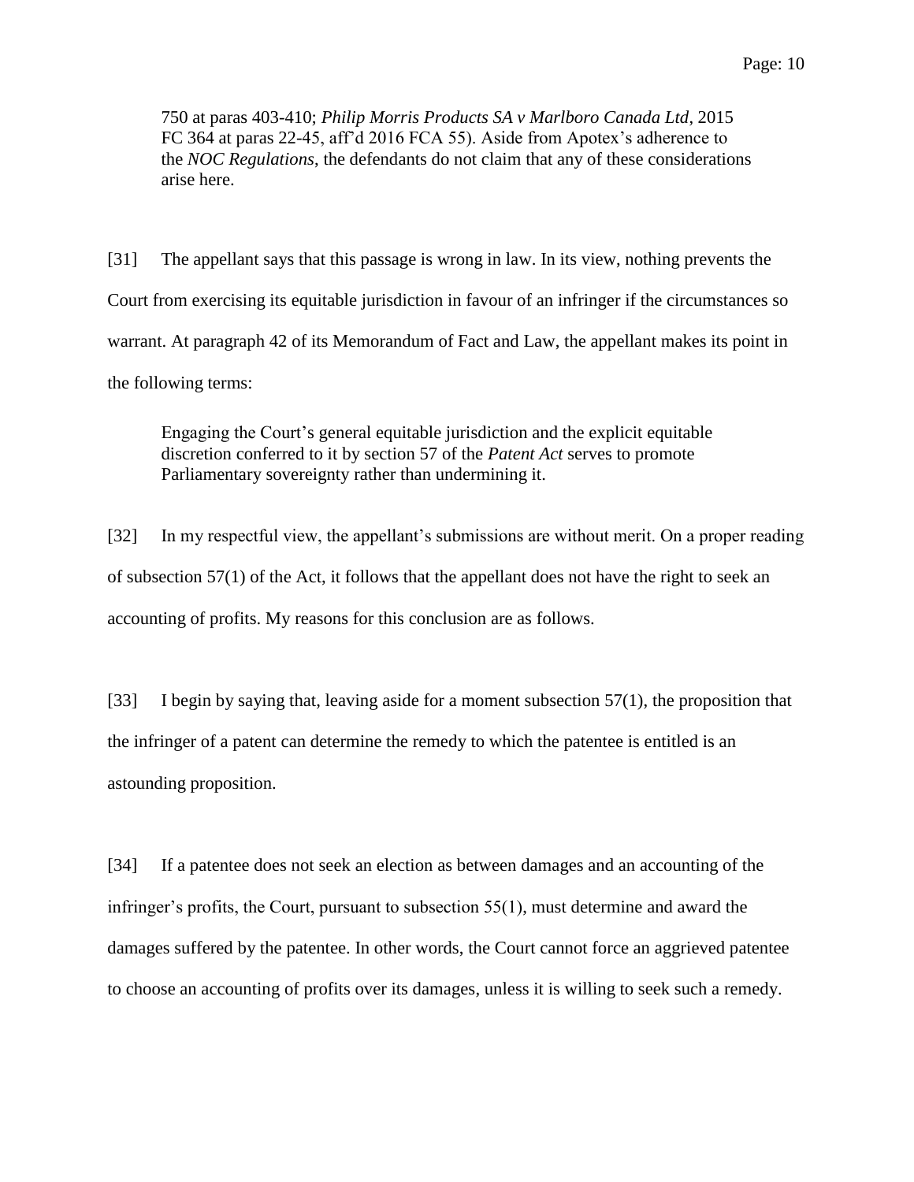750 at paras 403-410; *Philip Morris Products SA v Marlboro Canada Ltd*, 2015 FC 364 at paras 22-45, aff'd 2016 FCA 55). Aside from Apotex's adherence to the *NOC Regulations*, the defendants do not claim that any of these considerations arise here.

[31] The appellant says that this passage is wrong in law. In its view, nothing prevents the Court from exercising its equitable jurisdiction in favour of an infringer if the circumstances so warrant. At paragraph 42 of its Memorandum of Fact and Law, the appellant makes its point in the following terms:

> Engaging the Court's general equitable jurisdiction and the explicit equitable discretion conferred to it by section 57 of the *Patent Act* serves to promote Parliamentary sovereignty rather than undermining it.

[32] In my respectful view, the appellant's submissions are without merit. On a proper reading of subsection 57(1) of the Act, it follows that the appellant does not have the right to seek an accounting of profits. My reasons for this conclusion are as follows.

[33] I begin by saying that, leaving aside for a moment subsection 57(1), the proposition that the infringer of a patent can determine the remedy to which the patentee is entitled is an astounding proposition.

[34] If a patentee does not seek an election as between damages and an accounting of the infringer's profits, the Court, pursuant to subsection 55(1), must determine and award the damages suffered by the patentee. In other words, the Court cannot force an aggrieved patentee to choose an accounting of profits over its damages, unless it is willing to seek such a remedy.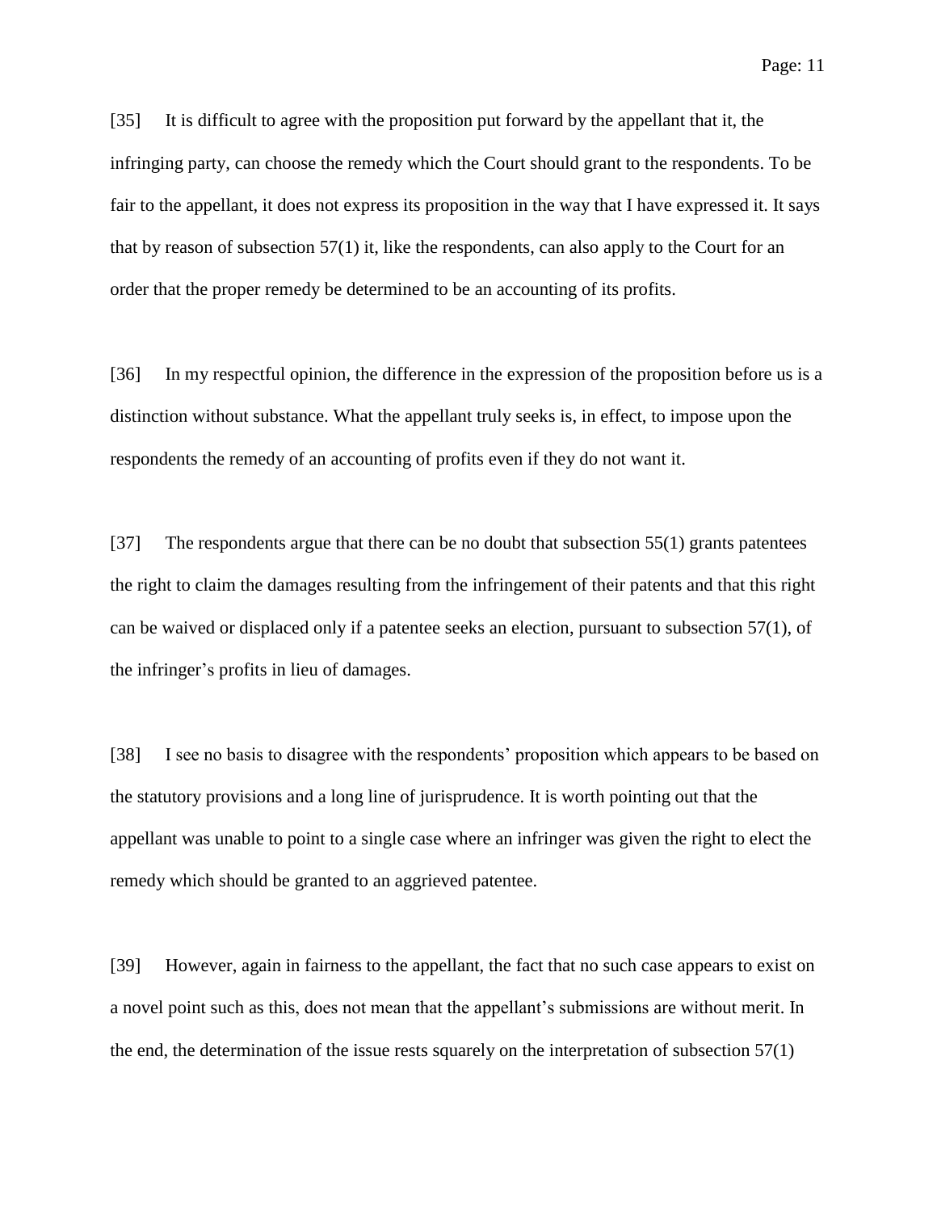[35] It is difficult to agree with the proposition put forward by the appellant that it, the infringing party, can choose the remedy which the Court should grant to the respondents. To be fair to the appellant, it does not express its proposition in the way that I have expressed it. It says that by reason of subsection 57(1) it, like the respondents, can also apply to the Court for an order that the proper remedy be determined to be an accounting of its profits.

[36] In my respectful opinion, the difference in the expression of the proposition before us is a distinction without substance. What the appellant truly seeks is, in effect, to impose upon the respondents the remedy of an accounting of profits even if they do not want it.

[37] The respondents argue that there can be no doubt that subsection 55(1) grants patentees the right to claim the damages resulting from the infringement of their patents and that this right can be waived or displaced only if a patentee seeks an election, pursuant to subsection 57(1), of the infringer's profits in lieu of damages.

[38] I see no basis to disagree with the respondents' proposition which appears to be based on the statutory provisions and a long line of jurisprudence. It is worth pointing out that the appellant was unable to point to a single case where an infringer was given the right to elect the remedy which should be granted to an aggrieved patentee.

[39] However, again in fairness to the appellant, the fact that no such case appears to exist on a novel point such as this, does not mean that the appellant's submissions are without merit. In the end, the determination of the issue rests squarely on the interpretation of subsection 57(1)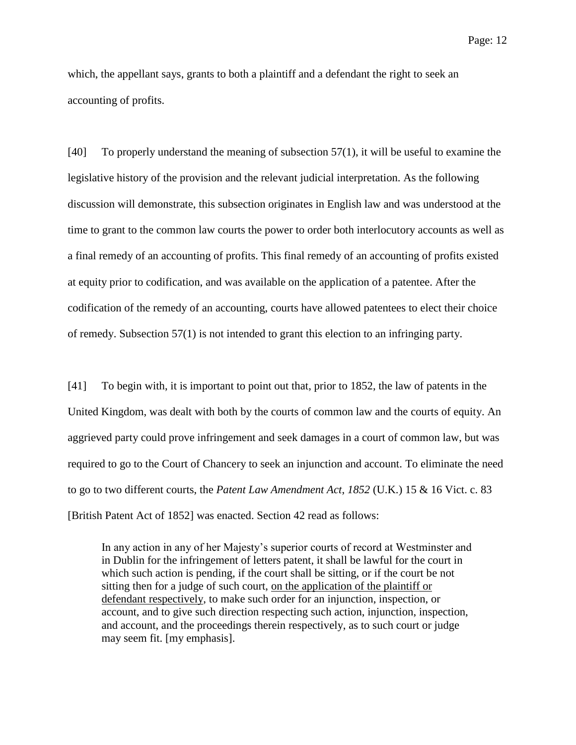which, the appellant says, grants to both a plaintiff and a defendant the right to seek an accounting of profits.

[40] To properly understand the meaning of subsection 57(1), it will be useful to examine the legislative history of the provision and the relevant judicial interpretation. As the following discussion will demonstrate, this subsection originates in English law and was understood at the time to grant to the common law courts the power to order both interlocutory accounts as well as a final remedy of an accounting of profits. This final remedy of an accounting of profits existed at equity prior to codification, and was available on the application of a patentee. After the codification of the remedy of an accounting, courts have allowed patentees to elect their choice of remedy. Subsection 57(1) is not intended to grant this election to an infringing party.

[41] To begin with, it is important to point out that, prior to 1852, the law of patents in the United Kingdom, was dealt with both by the courts of common law and the courts of equity. An aggrieved party could prove infringement and seek damages in a court of common law, but was required to go to the Court of Chancery to seek an injunction and account. To eliminate the need to go to two different courts, the *Patent Law Amendment Act, 1852* (U.K.) 15 & 16 Vict. c. 83 [British Patent Act of 1852] was enacted. Section 42 read as follows:

> In any action in any of her Majesty's superior courts of record at Westminster and in Dublin for the infringement of letters patent, it shall be lawful for the court in which such action is pending, if the court shall be sitting, or if the court be not sitting then for a judge of such court, <u>on the application of the plaintiff or defendant respectively</u>, to make such order for an injunction, inspection, or account, and to give such direction respecting such action, injunction, inspection, and account, and the proceedings therein respectively, as to such court or judge may seem fit. [my emphasis].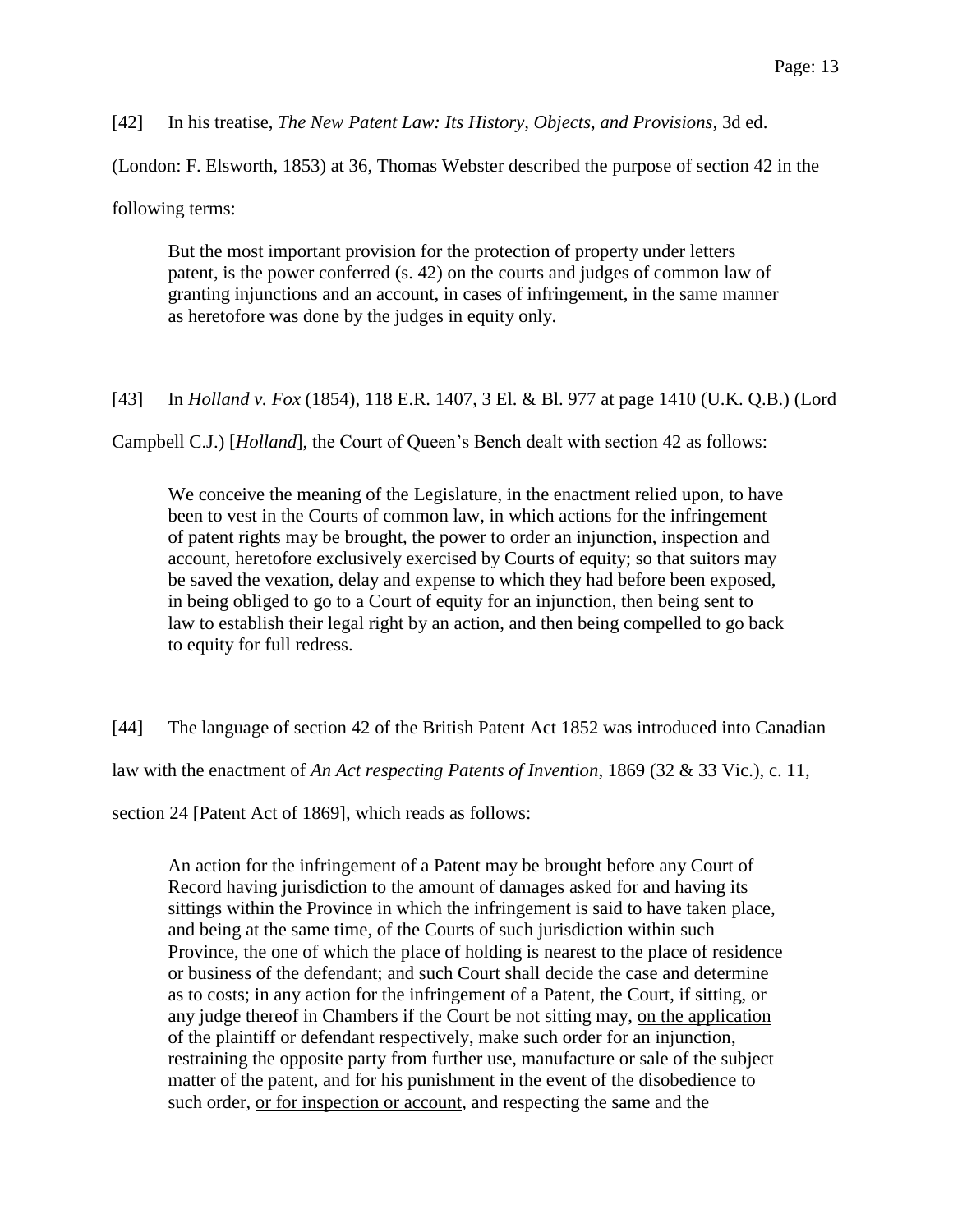[42] In his treatise, *The New Patent Law: Its History, Objects, and Provisions*, 3d ed. (London: F. Elsworth, 1853) at 36, Thomas Webster described the purpose of section 42 in the following terms:

> But the most important provision for the protection of property under letters patent, is the power conferred (s. 42) on the courts and judges of common law of granting injunctions and an account, in cases of infringement, in the same manner as heretofore was done by the judges in equity only.

[43] In *Holland v. Fox* (1854), 118 E.R. 1407, 3 El. & Bl. 977 at page 1410 (U.K. Q.B.) (Lord Campbell C.J.) [*Holland*], the Court of Queen's Bench dealt with section 42 as follows:

> We conceive the meaning of the Legislature, in the enactment relied upon, to have been to vest in the Courts of common law, in which actions for the infringement of patent rights may be brought, the power to order an injunction, inspection and account, heretofore exclusively exercised by Courts of equity; so that suitors may be saved the vexation, delay and expense to which they had before been exposed, in being obliged to go to a Court of equity for an injunction, then being sent to law to establish their legal right by an action, and then being compelled to go back to equity for full redress.

[44] The language of section 42 of the British Patent Act 1852 was introduced into Canadian law with the enactment of *An Act respecting Patents of Invention*, 1869 (32 & 33 Vic.), c. 11, section 24 [Patent Act of 1869], which reads as follows:

> An action for the infringement of a Patent may be brought before any Court of Record having jurisdiction to the amount of damages asked for and having its sittings within the Province in which the infringement is said to have taken place, and being at the same time, of the Courts of such jurisdiction within such Province, the one of which the place of holding is nearest to the place of residence or business of the defendant; and such Court shall decide the case and determine as to costs; in any action for the infringement of a Patent, the Court, if sitting, or any judge thereof in Chambers if the Court be not sitting may, <u>on the application of the plaintiff or defendant respectively, make such order for an injunction</u>, restraining the opposite party from further use, manufacture or sale of the subject matter of the patent, and for his punishment in the event of the disobedience to such order, <u>or for inspection or account</u>, and respecting the same and the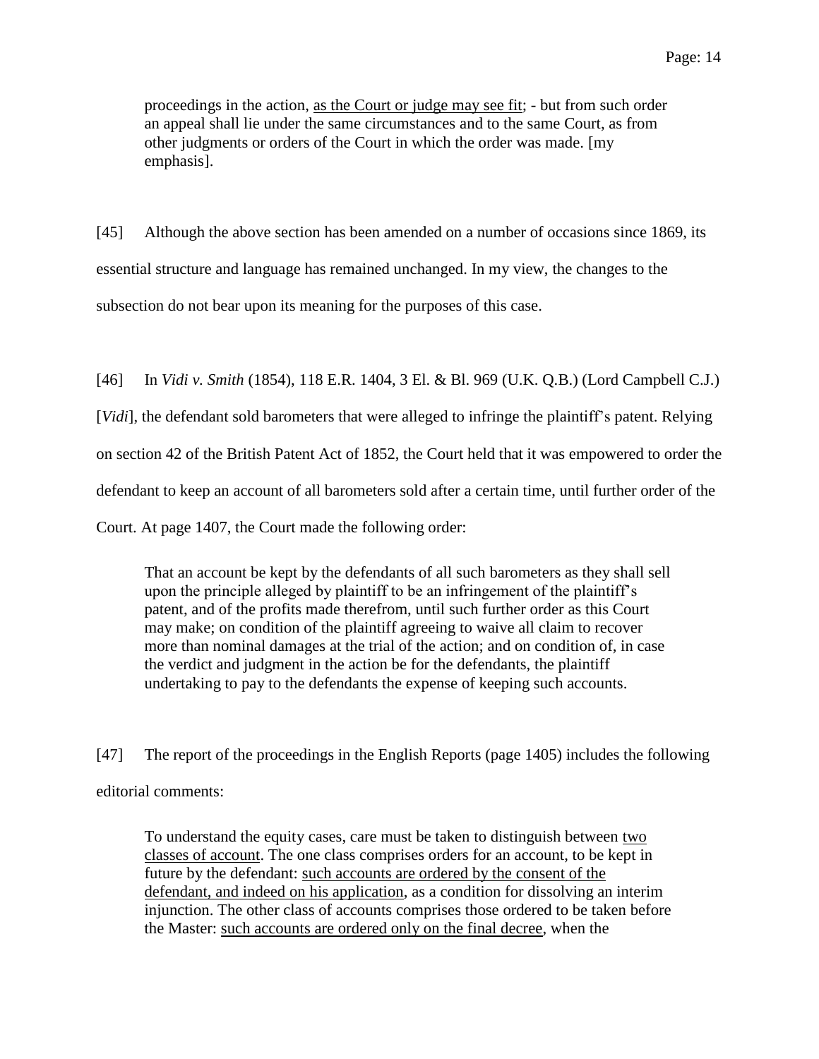> proceedings in the action, <u>as the Court or judge may see fit</u>; - but from such order an appeal shall lie under the same circumstances and to the same Court, as from other judgments or orders of the Court in which the order was made. [my emphasis].

[45] Although the above section has been amended on a number of occasions since 1869, its essential structure and language has remained unchanged. In my view, the changes to the subsection do not bear upon its meaning for the purposes of this case.

[46] In *Vidi v. Smith* (1854), 118 E.R. 1404, 3 El. & Bl. 969 (U.K. Q.B.) (Lord Campbell C.J.) [*Vidi*], the defendant sold barometers that were alleged to infringe the plaintiff's patent. Relying on section 42 of the British Patent Act of 1852, the Court held that it was empowered to order the defendant to keep an account of all barometers sold after a certain time, until further order of the Court. At page 1407, the Court made the following order:

> That an account be kept by the defendants of all such barometers as they shall sell upon the principle alleged by plaintiff to be an infringement of the plaintiff's patent, and of the profits made therefrom, until such further order as this Court may make; on condition of the plaintiff agreeing to waive all claim to recover more than nominal damages at the trial of the action; and on condition of, in case the verdict and judgment in the action be for the defendants, the plaintiff undertaking to pay to the defendants the expense of keeping such accounts.

[47] The report of the proceedings in the English Reports (page 1405) includes the following editorial comments:

> To understand the equity cases, care must be taken to distinguish between <u>two classes of account</u>. The one class comprises orders for an account, to be kept in future by the defendant: <u>such accounts are ordered by the consent of the defendant, and indeed on his application</u>, as a condition for dissolving an interim injunction. The other class of accounts comprises those ordered to be taken before the Master: <u>such accounts are ordered only on the final decree</u>, when the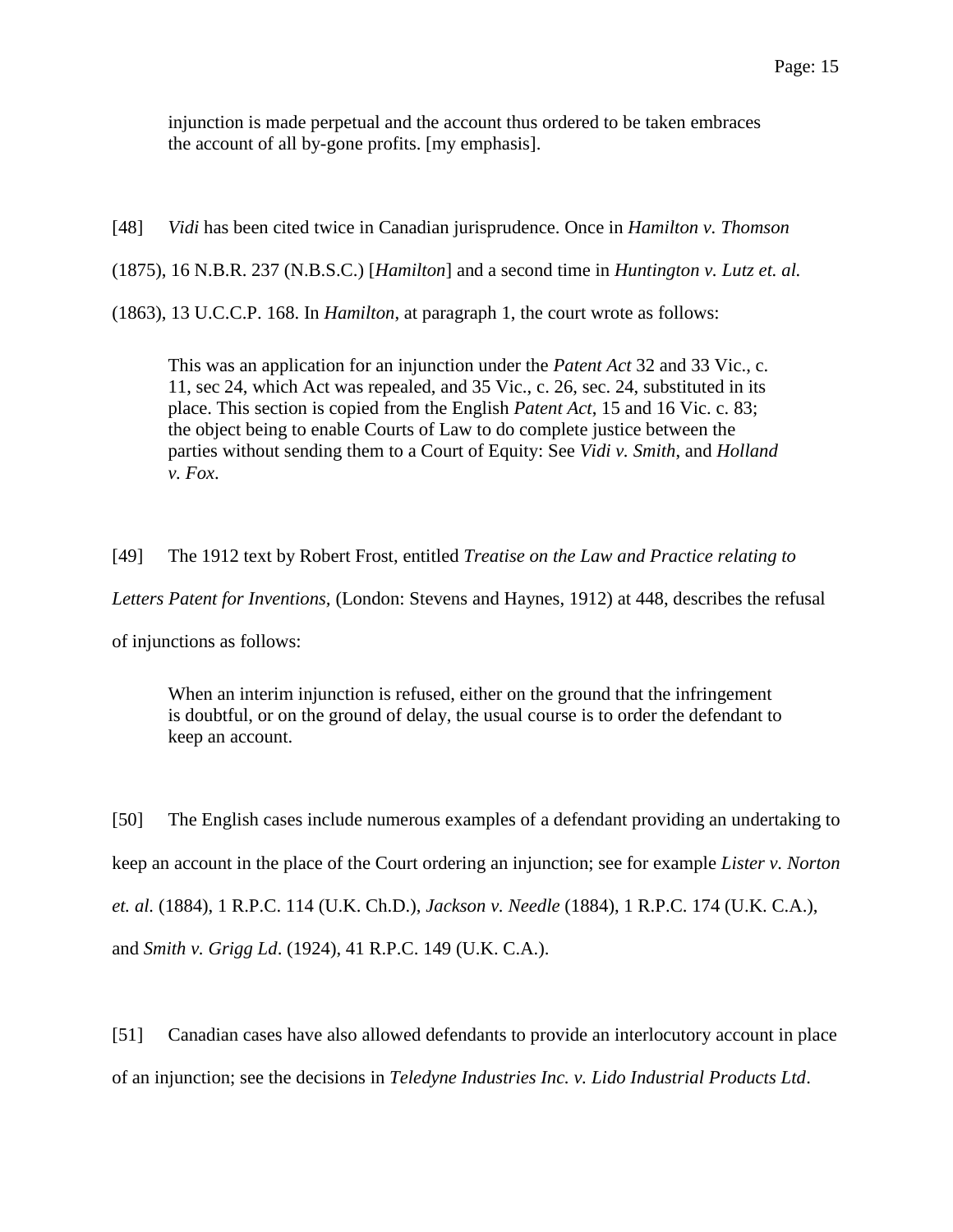> injunction is made perpetual and the account thus ordered to be taken embraces the account of all by-gone profits. [my emphasis].

[48] *Vidi* has been cited twice in Canadian jurisprudence. Once in *Hamilton v. Thomson* (1875), 16 N.B.R. 237 (N.B.S.C.) [*Hamilton*] and a second time in *Huntington v. Lutz et. al.* (1863), 13 U.C.C.P. 168. In *Hamilton*, at paragraph 1, the court wrote as follows:

> This was an application for an injunction under the *Patent Act* 32 and 33 Vic., c. 11, sec 24, which Act was repealed, and 35 Vic., c. 26, sec. 24, substituted in its place. This section is copied from the English *Patent Act*, 15 and 16 Vic. c. 83; the object being to enable Courts of Law to do complete justice between the parties without sending them to a Court of Equity: See *Vidi v. Smith*, and *Holland v. Fox*.

[49] The 1912 text by Robert Frost, entitled *Treatise on the Law and Practice relating to Letters Patent for Inventions*, (London: Stevens and Haynes, 1912) at 448, describes the refusal of injunctions as follows:

> When an interim injunction is refused, either on the ground that the infringement is doubtful, or on the ground of delay, the usual course is to order the defendant to keep an account.

[50] The English cases include numerous examples of a defendant providing an undertaking to keep an account in the place of the Court ordering an injunction; see for example *Lister v. Norton et. al.* (1884), 1 R.P.C. 114 (U.K. Ch.D.), *Jackson v. Needle* (1884), 1 R.P.C. 174 (U.K. C.A.), and *Smith v. Grigg Ld*. (1924), 41 R.P.C. 149 (U.K. C.A.).

[51] Canadian cases have also allowed defendants to provide an interlocutory account in place of an injunction; see the decisions in *Teledyne Industries Inc. v. Lido Industrial Products Ltd*.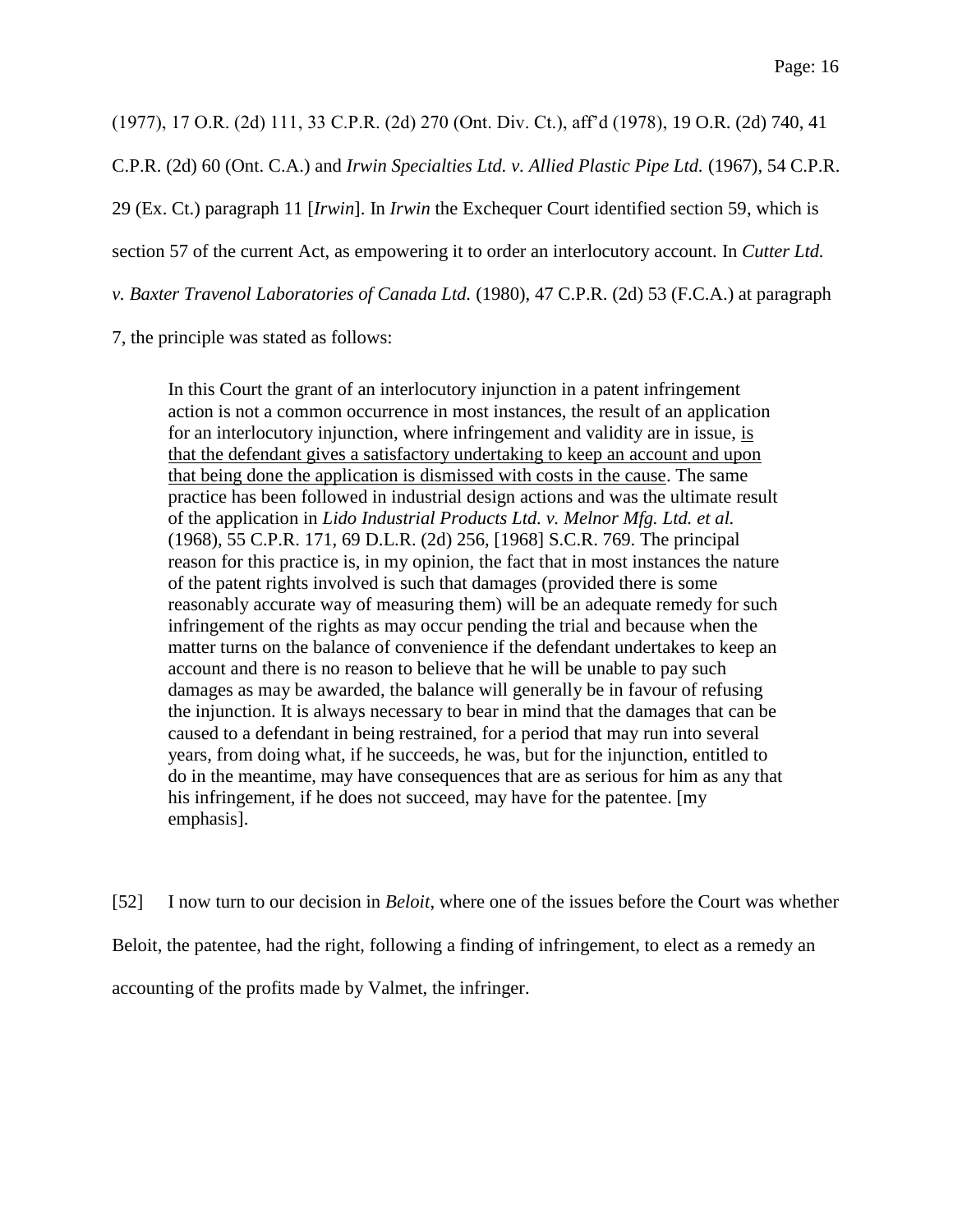(1977), 17 O.R. (2d) 111, 33 C.P.R. (2d) 270 (Ont. Div. Ct.), aff'd (1978), 19 O.R. (2d) 740, 41 C.P.R. (2d) 60 (Ont. C.A.) and *Irwin Specialties Ltd. v. Allied Plastic Pipe Ltd.* (1967), 54 C.P.R. 29 (Ex. Ct.) paragraph 11 [*Irwin*]. In *Irwin* the Exchequer Court identified section 59, which is section 57 of the current Act, as empowering it to order an interlocutory account. In *Cutter Ltd. v. Baxter Travenol Laboratories of Canada Ltd.* (1980), 47 C.P.R. (2d) 53 (F.C.A.) at paragraph 7, the principle was stated as follows:

> In this Court the grant of an interlocutory injunction in a patent infringement action is not a common occurrence in most instances, the result of an application for an interlocutory injunction, where infringement and validity are in issue, <u>is that the defendant gives a satisfactory undertaking to keep an account and upon that being done the application is dismissed with costs in the cause</u>. The same practice has been followed in industrial design actions and was the ultimate result of the application in *Lido Industrial Products Ltd. v. Melnor Mfg. Ltd. et al.* (1968), 55 C.P.R. 171, 69 D.L.R. (2d) 256, [1968] S.C.R. 769. The principal reason for this practice is, in my opinion, the fact that in most instances the nature of the patent rights involved is such that damages (provided there is some reasonably accurate way of measuring them) will be an adequate remedy for such infringement of the rights as may occur pending the trial and because when the matter turns on the balance of convenience if the defendant undertakes to keep an account and there is no reason to believe that he will be unable to pay such damages as may be awarded, the balance will generally be in favour of refusing the injunction. It is always necessary to bear in mind that the damages that can be caused to a defendant in being restrained, for a period that may run into several years, from doing what, if he succeeds, he was, but for the injunction, entitled to do in the meantime, may have consequences that are as serious for him as any that his infringement, if he does not succeed, may have for the patentee. [my emphasis].

[52] I now turn to our decision in *Beloit*, where one of the issues before the Court was whether Beloit, the patentee, had the right, following a finding of infringement, to elect as a remedy an accounting of the profits made by Valmet, the infringer.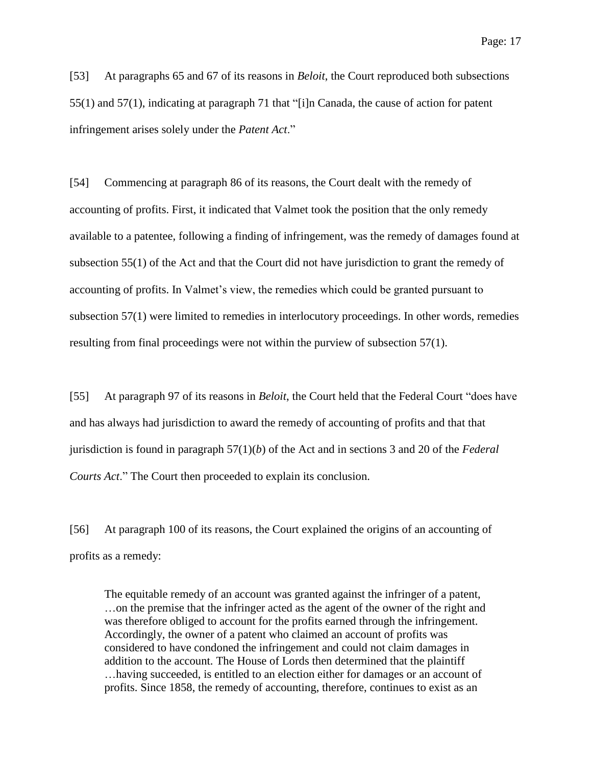[53] At paragraphs 65 and 67 of its reasons in *Beloit*, the Court reproduced both subsections 55(1) and 57(1), indicating at paragraph 71 that "[i]n Canada, the cause of action for patent infringement arises solely under the *Patent Act*."

[54] Commencing at paragraph 86 of its reasons, the Court dealt with the remedy of accounting of profits. First, it indicated that Valmet took the position that the only remedy available to a patentee, following a finding of infringement, was the remedy of damages found at subsection 55(1) of the Act and that the Court did not have jurisdiction to grant the remedy of accounting of profits. In Valmet's view, the remedies which could be granted pursuant to subsection 57(1) were limited to remedies in interlocutory proceedings. In other words, remedies resulting from final proceedings were not within the purview of subsection 57(1).

[55] At paragraph 97 of its reasons in *Beloit*, the Court held that the Federal Court "does have and has always had jurisdiction to award the remedy of accounting of profits and that that jurisdiction is found in paragraph 57(1)(*b*) of the Act and in sections 3 and 20 of the *Federal Courts Act*." The Court then proceeded to explain its conclusion.

[56] At paragraph 100 of its reasons, the Court explained the origins of an accounting of profits as a remedy:

> The equitable remedy of an account was granted against the infringer of a patent, …on the premise that the infringer acted as the agent of the owner of the right and was therefore obliged to account for the profits earned through the infringement. Accordingly, the owner of a patent who claimed an account of profits was considered to have condoned the infringement and could not claim damages in addition to the account. The House of Lords then determined that the plaintiff …having succeeded, is entitled to an election either for damages or an account of profits. Since 1858, the remedy of accounting, therefore, continues to exist as an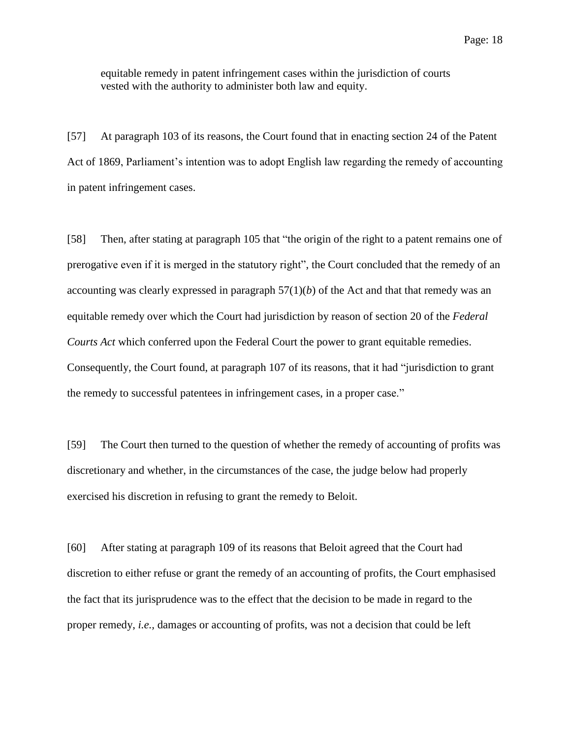equitable remedy in patent infringement cases within the jurisdiction of courts vested with the authority to administer both law and equity.

[57] At paragraph 103 of its reasons, the Court found that in enacting section 24 of the Patent Act of 1869, Parliament's intention was to adopt English law regarding the remedy of accounting in patent infringement cases.

[58] Then, after stating at paragraph 105 that "the origin of the right to a patent remains one of prerogative even if it is merged in the statutory right", the Court concluded that the remedy of an accounting was clearly expressed in paragraph 57(1)(*b*) of the Act and that that remedy was an equitable remedy over which the Court had jurisdiction by reason of section 20 of the *Federal Courts Act* which conferred upon the Federal Court the power to grant equitable remedies. Consequently, the Court found, at paragraph 107 of its reasons, that it had "jurisdiction to grant the remedy to successful patentees in infringement cases, in a proper case."

[59] The Court then turned to the question of whether the remedy of accounting of profits was discretionary and whether, in the circumstances of the case, the judge below had properly exercised his discretion in refusing to grant the remedy to Beloit.

[60] After stating at paragraph 109 of its reasons that Beloit agreed that the Court had discretion to either refuse or grant the remedy of an accounting of profits, the Court emphasised the fact that its jurisprudence was to the effect that the decision to be made in regard to the proper remedy, *i.e.*, damages or accounting of profits, was not a decision that could be left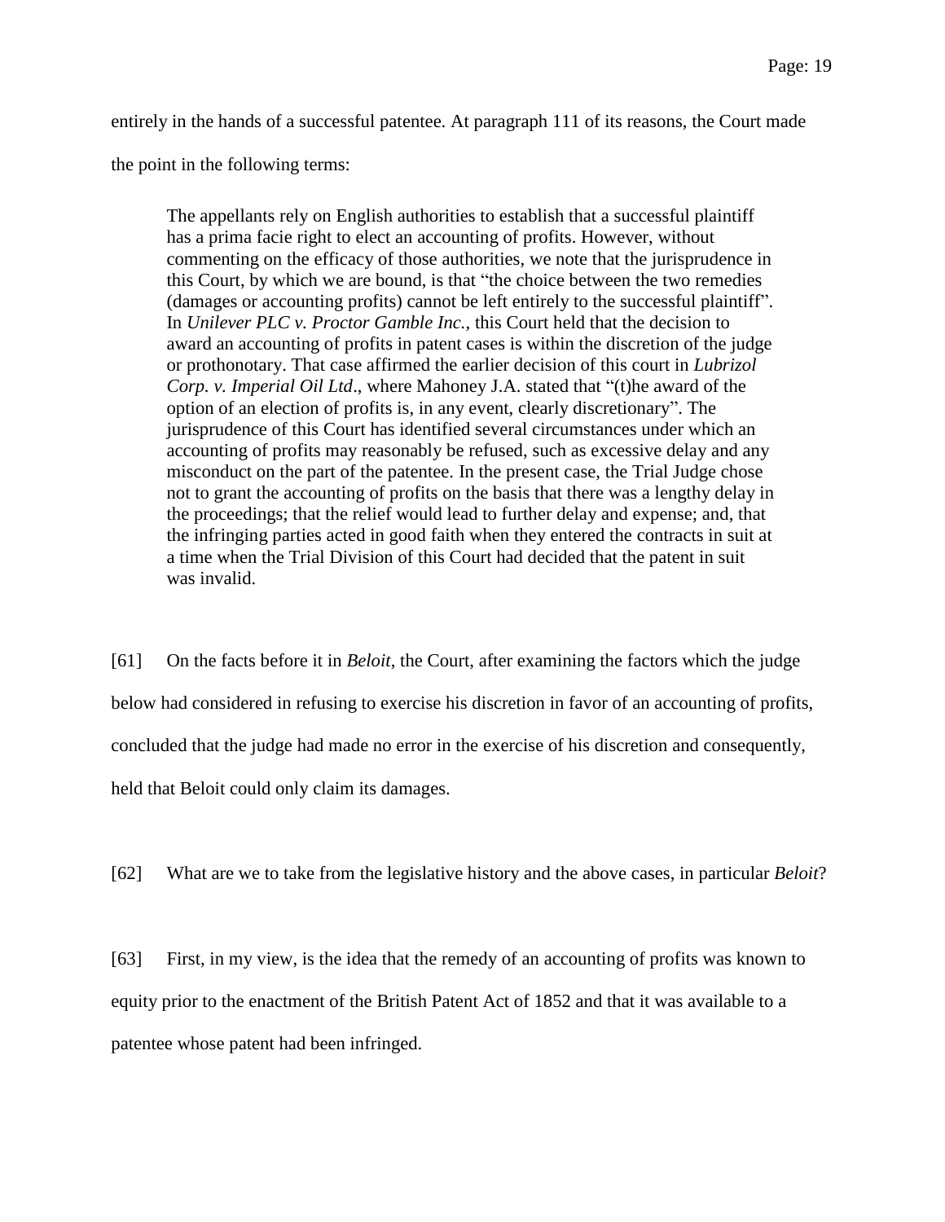entirely in the hands of a successful patentee. At paragraph 111 of its reasons, the Court made the point in the following terms:

> The appellants rely on English authorities to establish that a successful plaintiff has a prima facie right to elect an accounting of profits. However, without commenting on the efficacy of those authorities, we note that the jurisprudence in this Court, by which we are bound, is that "the choice between the two remedies (damages or accounting profits) cannot be left entirely to the successful plaintiff". In *Unilever PLC v. Proctor Gamble Inc.*, this Court held that the decision to award an accounting of profits in patent cases is within the discretion of the judge or prothonotary. That case affirmed the earlier decision of this court in *Lubrizol Corp. v. Imperial Oil Ltd*., where Mahoney J.A. stated that "(t)he award of the option of an election of profits is, in any event, clearly discretionary". The jurisprudence of this Court has identified several circumstances under which an accounting of profits may reasonably be refused, such as excessive delay and any misconduct on the part of the patentee. In the present case, the Trial Judge chose not to grant the accounting of profits on the basis that there was a lengthy delay in the proceedings; that the relief would lead to further delay and expense; and, that the infringing parties acted in good faith when they entered the contracts in suit at a time when the Trial Division of this Court had decided that the patent in suit was invalid.

[61] On the facts before it in *Beloit*, the Court, after examining the factors which the judge below had considered in refusing to exercise his discretion in favor of an accounting of profits, concluded that the judge had made no error in the exercise of his discretion and consequently, held that Beloit could only claim its damages.

[62] What are we to take from the legislative history and the above cases, in particular *Beloit*?

[63] First, in my view, is the idea that the remedy of an accounting of profits was known to equity prior to the enactment of the British Patent Act of 1852 and that it was available to a patentee whose patent had been infringed.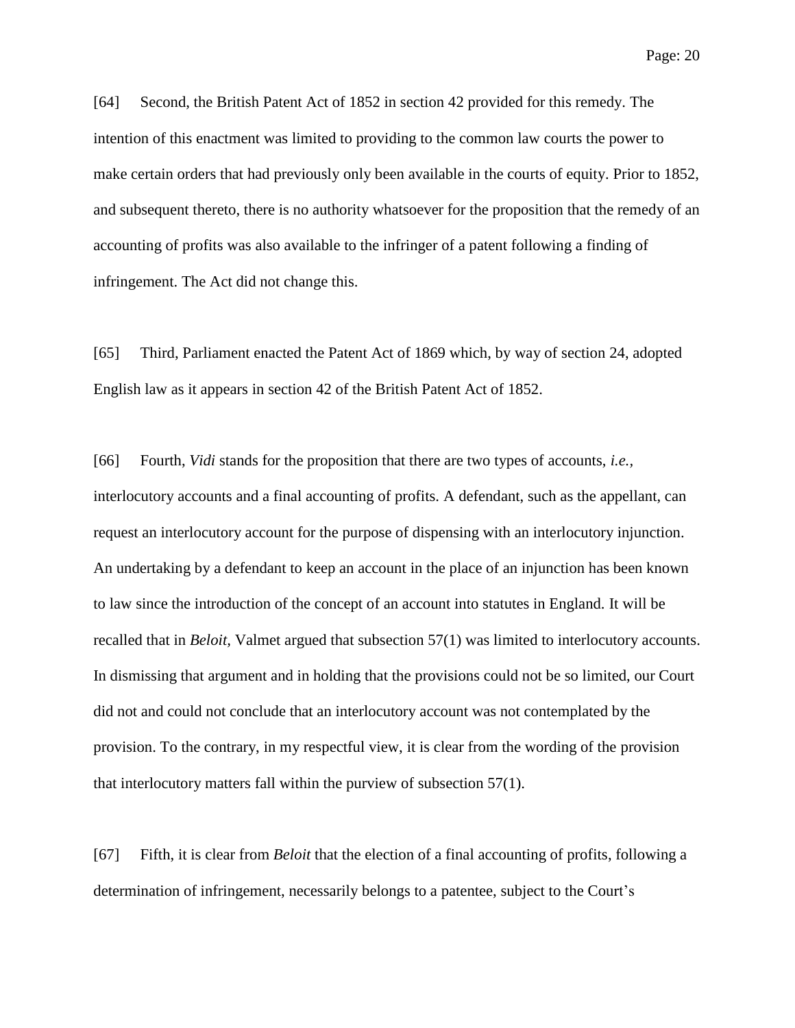[64] Second, the British Patent Act of 1852 in section 42 provided for this remedy. The intention of this enactment was limited to providing to the common law courts the power to make certain orders that had previously only been available in the courts of equity. Prior to 1852, and subsequent thereto, there is no authority whatsoever for the proposition that the remedy of an accounting of profits was also available to the infringer of a patent following a finding of infringement. The Act did not change this.

[65] Third, Parliament enacted the Patent Act of 1869 which, by way of section 24, adopted English law as it appears in section 42 of the British Patent Act of 1852.

[66] Fourth, *Vidi* stands for the proposition that there are two types of accounts, *i.e.*, interlocutory accounts and a final accounting of profits. A defendant, such as the appellant, can request an interlocutory account for the purpose of dispensing with an interlocutory injunction. An undertaking by a defendant to keep an account in the place of an injunction has been known to law since the introduction of the concept of an account into statutes in England. It will be recalled that in *Beloit*, Valmet argued that subsection 57(1) was limited to interlocutory accounts. In dismissing that argument and in holding that the provisions could not be so limited, our Court did not and could not conclude that an interlocutory account was not contemplated by the provision. To the contrary, in my respectful view, it is clear from the wording of the provision that interlocutory matters fall within the purview of subsection 57(1).

[67] Fifth, it is clear from *Beloit* that the election of a final accounting of profits, following a determination of infringement, necessarily belongs to a patentee, subject to the Court's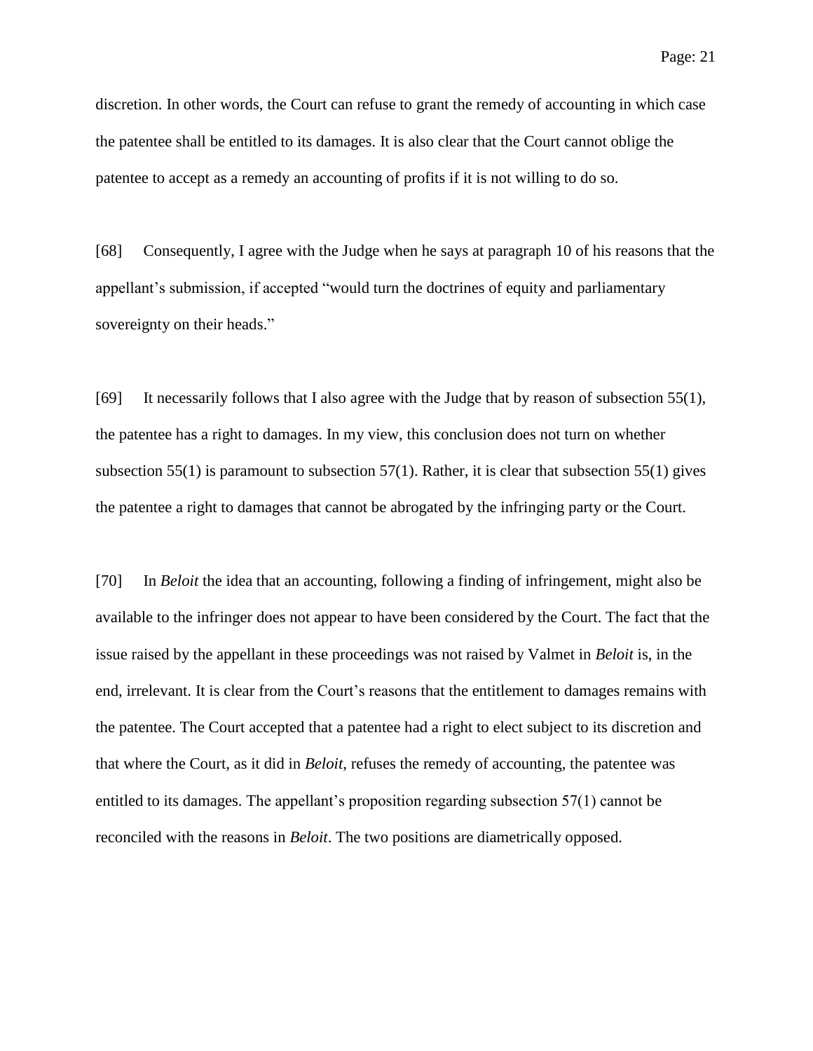discretion. In other words, the Court can refuse to grant the remedy of accounting in which case the patentee shall be entitled to its damages. It is also clear that the Court cannot oblige the patentee to accept as a remedy an accounting of profits if it is not willing to do so.

[68] Consequently, I agree with the Judge when he says at paragraph 10 of his reasons that the appellant's submission, if accepted "would turn the doctrines of equity and parliamentary sovereignty on their heads."

[69] It necessarily follows that I also agree with the Judge that by reason of subsection 55(1), the patentee has a right to damages. In my view, this conclusion does not turn on whether subsection 55(1) is paramount to subsection 57(1). Rather, it is clear that subsection 55(1) gives the patentee a right to damages that cannot be abrogated by the infringing party or the Court.

[70] In *Beloit* the idea that an accounting, following a finding of infringement, might also be available to the infringer does not appear to have been considered by the Court. The fact that the issue raised by the appellant in these proceedings was not raised by Valmet in *Beloit* is, in the end, irrelevant. It is clear from the Court's reasons that the entitlement to damages remains with the patentee. The Court accepted that a patentee had a right to elect subject to its discretion and that where the Court, as it did in *Beloit*, refuses the remedy of accounting, the patentee was entitled to its damages. The appellant's proposition regarding subsection 57(1) cannot be reconciled with the reasons in *Beloit*. The two positions are diametrically opposed.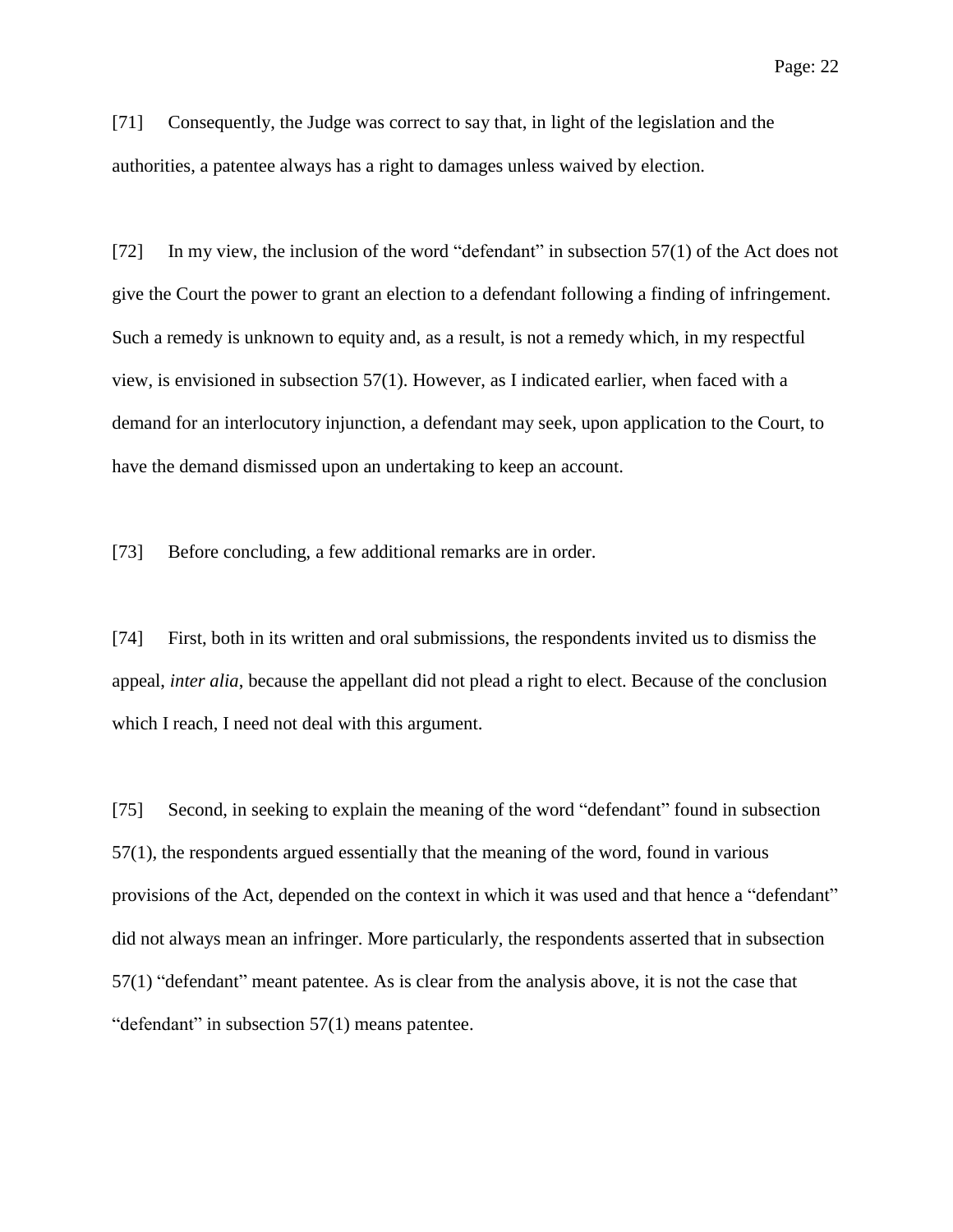[71] Consequently, the Judge was correct to say that, in light of the legislation and the authorities, a patentee always has a right to damages unless waived by election.

[72] In my view, the inclusion of the word "defendant" in subsection 57(1) of the Act does not give the Court the power to grant an election to a defendant following a finding of infringement. Such a remedy is unknown to equity and, as a result, is not a remedy which, in my respectful view, is envisioned in subsection 57(1). However, as I indicated earlier, when faced with a demand for an interlocutory injunction, a defendant may seek, upon application to the Court, to have the demand dismissed upon an undertaking to keep an account.

[73] Before concluding, a few additional remarks are in order.

[74] First, both in its written and oral submissions, the respondents invited us to dismiss the appeal, *inter alia*, because the appellant did not plead a right to elect. Because of the conclusion which I reach, I need not deal with this argument.

[75] Second, in seeking to explain the meaning of the word "defendant" found in subsection 57(1), the respondents argued essentially that the meaning of the word, found in various provisions of the Act, depended on the context in which it was used and that hence a "defendant" did not always mean an infringer. More particularly, the respondents asserted that in subsection 57(1) "defendant" meant patentee. As is clear from the analysis above, it is not the case that "defendant" in subsection 57(1) means patentee.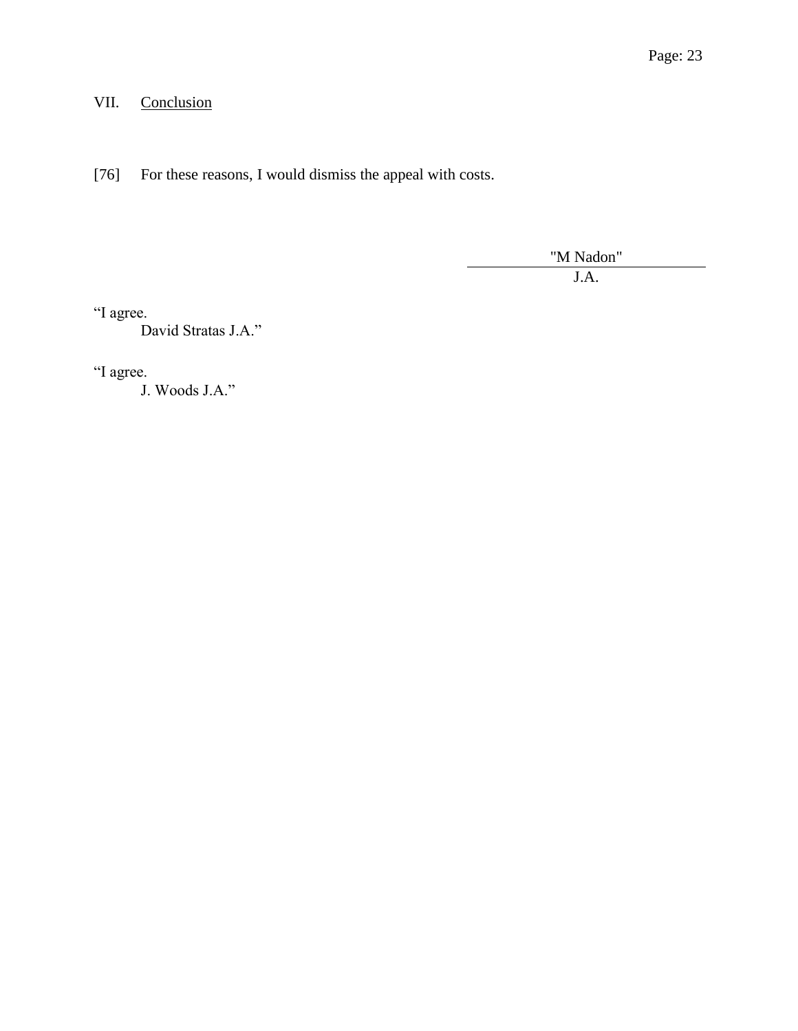## VII. Conclusion

[76] For these reasons, I would dismiss the appeal with costs.

"M Nadon"

J.A.

"I agree.
David Stratas J.A."

"I agree.
J. Woods J.A."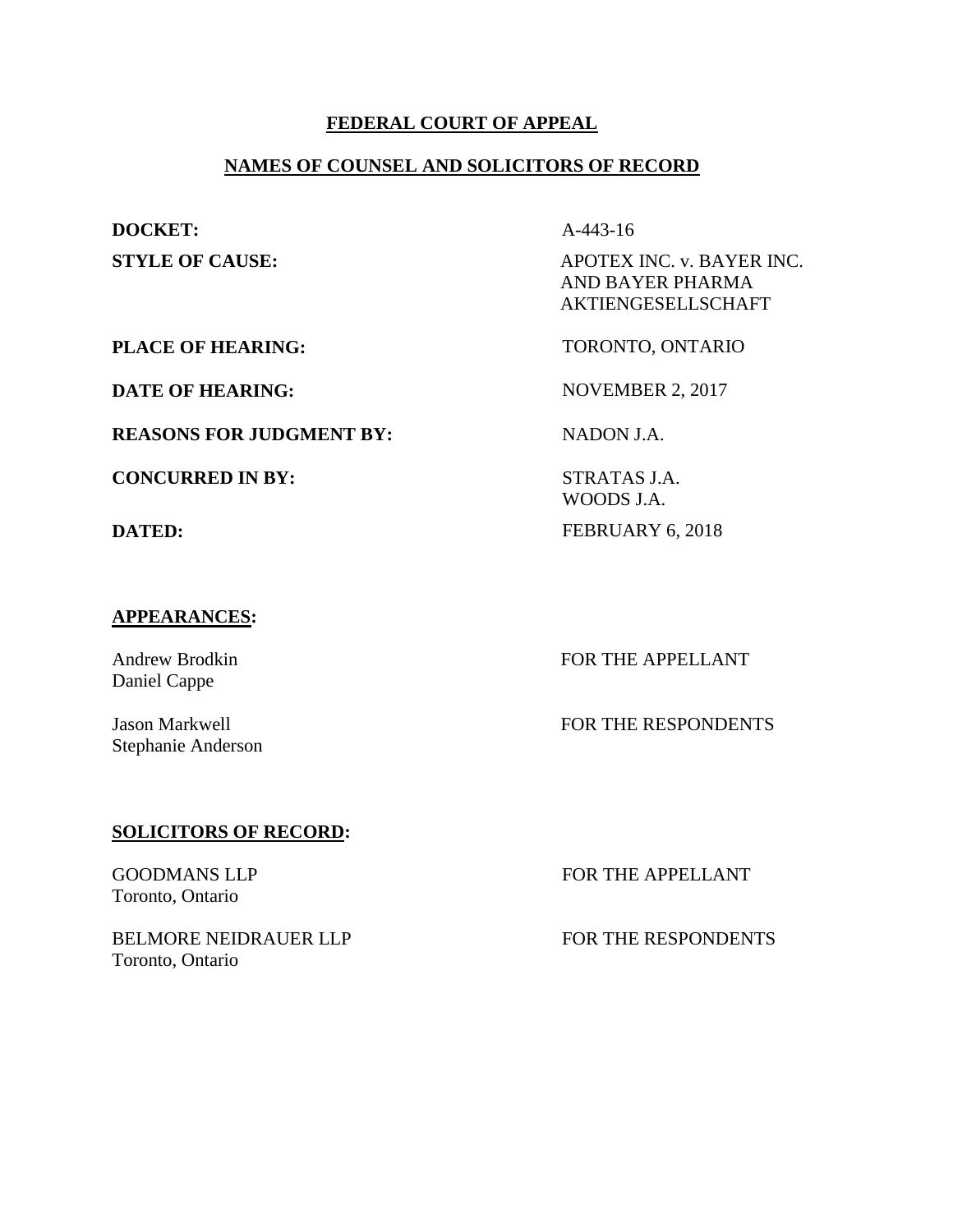**FEDERAL COURT OF APPEAL**

**NAMES OF COUNSEL AND SOLICITORS OF RECORD**

| | |
|---|---|
| **DOCKET:** | A-443-16 |
| **STYLE OF CAUSE:** | APOTEX INC. v. BAYER INC. AND BAYER PHARMA AKTIENGESELLSCHAFT |
| **PLACE OF HEARING:** | TORONTO, ONTARIO |
| **DATE OF HEARING:** | NOVEMBER 2, 2017 |
| **REASONS FOR JUDGMENT BY:** | NADON J.A. |
| **CONCURRED IN BY:** | STRATAS J.A.<br>WOODS J.A. |
| **DATED:** | FEBRUARY 6, 2018 |

**APPEARANCES:**

| | |
|---|---|
| Andrew Brodkin<br>Daniel Cappe | FOR THE APPELLANT |
| Jason Markwell<br>Stephanie Anderson | FOR THE RESPONDENTS |

**SOLICITORS OF RECORD:**

| | |
|---|---|
| GOODMANS LLP<br>Toronto, Ontario | FOR THE APPELLANT |
| BELMORE NEIDRAUER LLP<br>Toronto, Ontario | FOR THE RESPONDENTS |